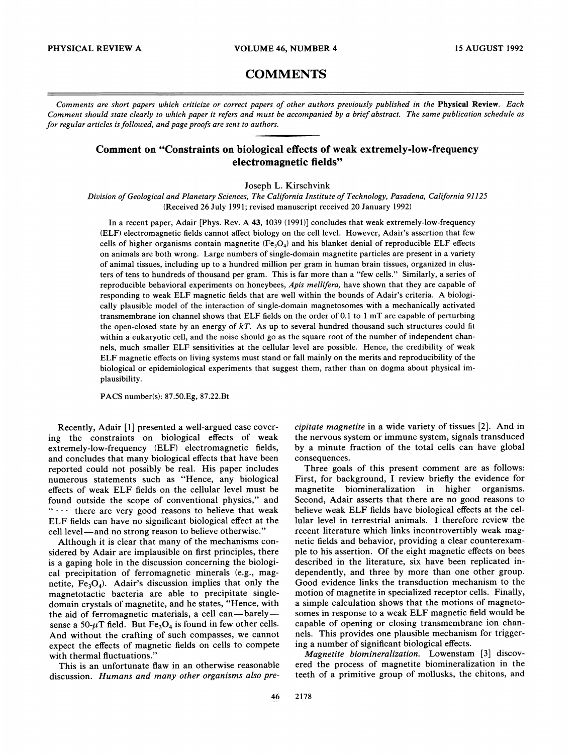# COMMENTS

*Comments are short papers which criticize or correct papers of other authors previously published in the* **Physical Review**. *Each Comment should state clearly to which paper it refers and must be accompanied by a brief abstract. The same publication schedule as for regular articles is followed, and page proofs are sent to authors.*

## Comment on "Constraints on biological effects of weak extremely-low-frequency electromagnetic fields"

Joseph L. Kirschvink

*Division of Geological and Planetary Sciences, The California Institute of Technology, Pasadena, California 91125*
(Received 26 July 1991; revised manuscript received 20 January 1992)

In a recent paper, Adair [Phys. Rev. A **43**, 1039 (1991)] concludes that weak extremely-low-frequency (ELF) electromagnetic fields cannot affect biology on the cell level. However, Adair's assertion that few cells of higher organisms contain magnetite ($Fe_3O_4$) and his blanket denial of reproducible ELF effects on animals are both wrong. Large numbers of single-domain magnetite particles are present in a variety of animal tissues, including up to a hundred million per gram in human brain tissues, organized in clusters of tens to hundreds of thousand per gram. This is far more than a "few cells." Similarly, a series of reproducible behavioral experiments on honeybees, *Apis mellifera,* have shown that they are capable of responding to weak ELF magnetic fields that are well within the bounds of Adair's criteria. A biologically plausible model of the interaction of single-domain magnetosomes with a mechanically activated transmembrane ion channel shows that ELF fields on the order of 0.1 to 1 mT are capable of perturbing the open-closed state by an energy of $kT$. As up to several hundred thousand such structures could fit within a eukaryotic cell, and the noise should go as the square root of the number of independent channels, much smaller ELF sensitivities at the cellular level are possible. Hence, the credibility of weak ELF magnetic effects on living systems must stand or fall mainly on the merits and reproducibility of the biological or epidemiological experiments that suggest them, rather than on dogma about physical implausibility.

PACS number(s): 87.50.Eg, 87.22.Bt

Recently, Adair [1] presented a well-argued case covering the constraints on biological effects of weak extremely-low-frequency (ELF) electromagnetic fields, and concludes that many biological effects that have been reported could not possibly be real. His paper includes numerous statements such as "Hence, any biological effects of weak ELF fields on the cellular level must be found outside the scope of conventional physics," and "$\cdots$ there are very good reasons to believe that weak ELF fields can have no significant biological effect at the cell level—and no strong reason to believe otherwise."

Although it is clear that many of the mechanisms considered by Adair are implausible on first principles, there is a gaping hole in the discussion concerning the biological precipitation of ferromagnetic minerals (e.g., magnetite, $Fe_3O_4$). Adair's discussion implies that only the magnetotactic bacteria are able to precipitate single-domain crystals of magnetite, and he states, "Hence, with the aid of ferromagnetic materials, a cell can—barely—sense a 50-$\mu$T field. But $Fe_3O_4$ is found in few other cells. And without the crafting of such compasses, we cannot expect the effects of magnetic fields on cells to compete with thermal fluctuations."

This is an unfortunate flaw in an otherwise reasonable discussion. *Humans and many other organisms also precipitate magnetite* in a wide variety of tissues [2]. And in the nervous system or immune system, signals transduced by a minute fraction of the total cells can have global consequences.

Three goals of this present comment are as follows: First, for background, I review briefly the evidence for magnetite biomineralization in higher organisms. Second, Adair asserts that there are no good reasons to believe weak ELF fields have biological effects at the cellular level in terrestrial animals. I therefore review the recent literature which links incontrovertibly weak magnetic fields and behavior, providing a clear counterexample to his assertion. Of the eight magnetic effects on bees described in the literature, six have been replicated independently, and three by more than one other group. Good evidence links the transduction mechanism to the motion of magnetite in specialized receptor cells. Finally, a simple calculation shows that the motions of magnetosomes in response to a weak ELF magnetic field would be capable of opening or closing transmembrane ion channels. This provides one plausible mechanism for triggering a number of significant biological effects.

*Magnetite biomineralization.* Lowenstam [3] discovered the process of magnetite biomineralization in the teeth of a primitive group of mollusks, the chitons, and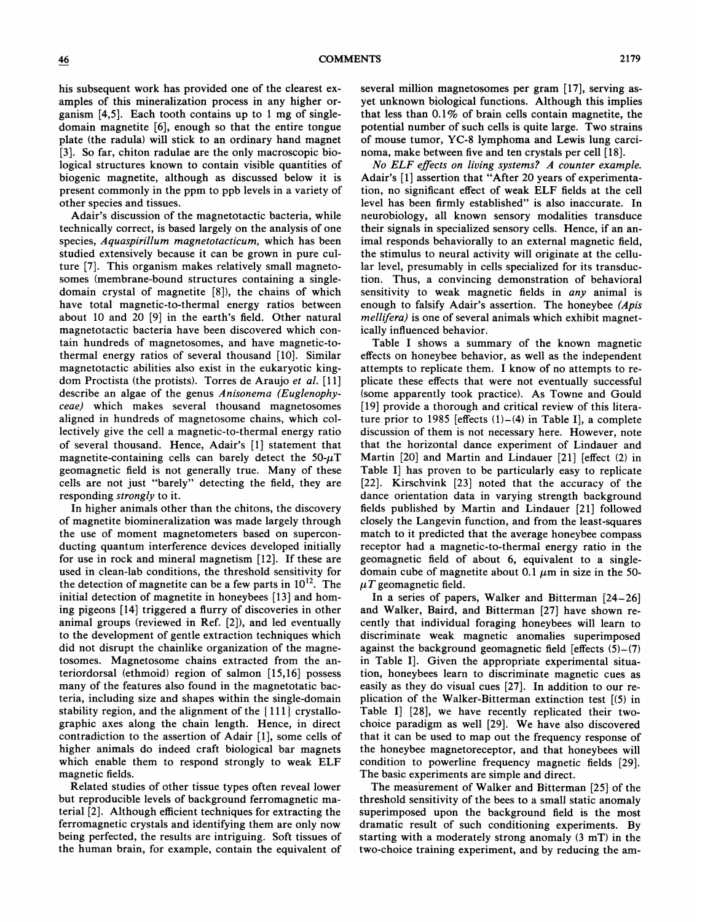his subsequent work has provided one of the clearest examples of this mineralization process in any higher organism [4,5]. Each tooth contains up to 1 mg of single-domain magnetite [6], enough so that the entire tongue plate (the radula) will stick to an ordinary hand magnet [3]. So far, chiton radulae are the only macroscopic biological structures known to contain visible quantities of biogenic magnetite, although as discussed below it is present commonly in the ppm to ppb levels in a variety of other species and tissues.

Adair's discussion of the magnetotactic bacteria, while technically correct, is based largely on the analysis of one species, *Aquaspirillum magnetotacticum,* which has been studied extensively because it can be grown in pure culture [7]. This organism makes relatively small magnetosomes (membrane-bound structures containing a single-domain crystal of magnetite [8]), the chains of which have total magnetic-to-thermal energy ratios between about 10 and 20 [9] in the earth's field. Other natural magnetotactic bacteria have been discovered which contain hundreds of magnetosomes, and have magnetic-to-thermal energy ratios of several thousand [10]. Similar magnetotactic abilities also exist in the eukaryotic kingdom Proctista (the protists). Torres de Araujo *et al.* [11] describe an algae of the genus *Anisonema (Euglenophyceae)* which makes several thousand magnetosomes aligned in hundreds of magnetosome chains, which collectively give the cell a magnetic-to-thermal energy ratio of several thousand. Hence, Adair's [1] statement that magnetite-containing cells can barely detect the 50-$\mu$T geomagnetic field is not generally true. Many of these cells are not just "barely" detecting the field, they are responding *strongly* to it.

In higher animals other than the chitons, the discovery of magnetite biomineralization was made largely through the use of moment magnetometers based on superconducting quantum interference devices developed initially for use in rock and mineral magnetism [12]. If these are used in clean-lab conditions, the threshold sensitivity for the detection of magnetite can be a few parts in $10^{12}$. The initial detection of magnetite in honeybees [13] and homing pigeons [14] triggered a flurry of discoveries in other animal groups (reviewed in Ref. [2]), and led eventually to the development of gentle extraction techniques which did not disrupt the chainlike organization of the magnetosomes. Magnetosome chains extracted from the anteriordorsal (ethmoid) region of salmon [15,16] possess many of the features also found in the magnetotatic bacteria, including size and shapes within the single-domain stability region, and the alignment of the $\{111\}$ crystallographic axes along the chain length. Hence, in direct contradiction to the assertion of Adair [1], some cells of higher animals do indeed craft biological bar magnets which enable them to respond strongly to weak ELF magnetic fields.

Related studies of other tissue types often reveal lower but reproducible levels of background ferromagnetic material [2]. Although efficient techniques for extracting the ferromagnetic crystals and identifying them are only now being perfected, the results are intriguing. Soft tissues of the human brain, for example, contain the equivalent of several million magnetosomes per gram [17], serving as-yet unknown biological functions. Although this implies that less than 0.1% of brain cells contain magnetite, the potential number of such cells is quite large. Two strains of mouse tumor, YC-8 lymphoma and Lewis lung carcinoma, make between five and ten crystals per cell [18].

*No ELF effects on living systems? A counter example.* Adair's [1] assertion that "After 20 years of experimentation, no significant effect of weak ELF fields at the cell level has been firmly established" is also inaccurate. In neurobiology, all known sensory modalities transduce their signals in specialized sensory cells. Hence, if an animal responds behaviorally to an external magnetic field, the stimulus to neural activity will originate at the cellular level, presumably in cells specialized for its transduction. Thus, a convincing demonstration of behavioral sensitivity to weak magnetic fields in *any* animal is enough to falsify Adair's assertion. The honeybee *(Apis mellifera)* is one of several animals which exhibit magnetically influenced behavior.

Table I shows a summary of the known magnetic effects on honeybee behavior, as well as the independent attempts to replicate them. I know of no attempts to replicate these effects that were not eventually successful (some apparently took practice). As Towne and Gould [19] provide a thorough and critical review of this literature prior to 1985 [effects (1)–(4) in Table I], a complete discussion of them is not necessary here. However, note that the horizontal dance experiment of Lindauer and Martin [20] and Martin and Lindauer [21] [effect (2) in Table I] has proven to be particularly easy to replicate [22]. Kirschvink [23] noted that the accuracy of the dance orientation data in varying strength background fields published by Martin and Lindauer [21] followed closely the Langevin function, and from the least-squares match to it predicted that the average honeybee compass receptor had a magnetic-to-thermal energy ratio in the geomagnetic field of about 6, equivalent to a single-domain cube of magnetite about 0.1 $\mu$m in size in the 50-$\mu T$ geomagnetic field.

In a series of papers, Walker and Bitterman [24–26] and Walker, Baird, and Bitterman [27] have shown recently that individual foraging honeybees will learn to discriminate weak magnetic anomalies superimposed against the background geomagnetic field [effects (5)–(7) in Table I]. Given the appropriate experimental situation, honeybees learn to discriminate magnetic cues as easily as they do visual cues [27]. In addition to our replication of the Walker-Bitterman extinction test [(5) in Table I] [28], we have recently replicated their two-choice paradigm as well [29]. We have also discovered that it can be used to map out the frequency response of the honeybee magnetoreceptor, and that honeybees will condition to powerline frequency magnetic fields [29]. The basic experiments are simple and direct.

The measurement of Walker and Bitterman [25] of the threshold sensitivity of the bees to a small static anomaly superimposed upon the background field is the most dramatic result of such conditioning experiments. By starting with a moderately strong anomaly (3 mT) in the two-choice training experiment, and by reducing the am-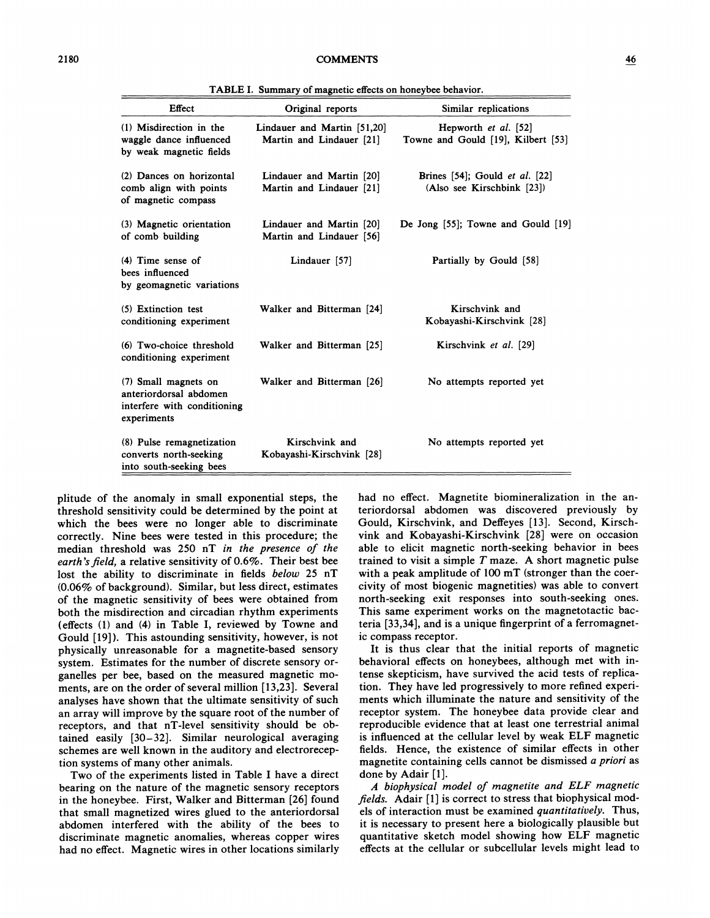TABLE I. Summary of magnetic effects on honeybee behavior.

| Effect | Original reports | Similar replications |
|---|---|---|
| (1) Misdirection in the waggle dance influenced by weak magnetic fields | Lindauer and Martin [51,20] Martin and Lindauer [21] | Hepworth *et al.* [52] Towne and Gould [19], Kilbert [53] |
| (2) Dances on horizontal comb align with points of magnetic compass | Lindauer and Martin [20] Martin and Lindauer [21] | Brines [54]; Gould *et al.* [22] (Also see Kirschbink [23]) |
| (3) Magnetic orientation of comb building | Lindauer and Martin [20] Martin and Lindauer [56] | De Jong [55]; Towne and Gould [19] |
| (4) Time sense of bees influenced by geomagnetic variations | Lindauer [57] | Partially by Gould [58] |
| (5) Extinction test conditioning experiment | Walker and Bitterman [24] | Kirschvink and Kobayashi-Kirschvink [28] |
| (6) Two-choice threshold conditioning experiment | Walker and Bitterman [25] | Kirschvink *et al.* [29] |
| (7) Small magnets on anteriordorsal abdomen interfere with conditioning experiments | Walker and Bitterman [26] | No attempts reported yet |
| (8) Pulse remagnetization converts north-seeking into south-seeking bees | Kirschvink and Kobayashi-Kirschvink [28] | No attempts reported yet |

plitude of the anomaly in small exponential steps, the threshold sensitivity could be determined by the point at which the bees were no longer able to discriminate correctly. Nine bees were tested in this procedure; the median threshold was 250 nT *in the presence of the earth's field*, a relative sensitivity of 0.6%. Their best bee lost the ability to discriminate in fields *below* 25 nT (0.06% of background). Similar, but less direct, estimates of the magnetic sensitivity of bees were obtained from both the misdirection and circadian rhythm experiments (effects (1) and (4) in Table I, reviewed by Towne and Gould [19]). This astounding sensitivity, however, is not physically unreasonable for a magnetite-based sensory system. Estimates for the number of discrete sensory organelles per bee, based on the measured magnetic moments, are on the order of several million [13,23]. Several analyses have shown that the ultimate sensitivity of such an array will improve by the square root of the number of receptors, and that nT-level sensitivity should be obtained easily [30–32]. Similar neurological averaging schemes are well known in the auditory and electroreception systems of many other animals.

Two of the experiments listed in Table I have a direct bearing on the nature of the magnetic sensory receptors in the honeybee. First, Walker and Bitterman [26] found that small magnetized wires glued to the anteriordorsal abdomen interfered with the ability of the bees to discriminate magnetic anomalies, whereas copper wires had no effect. Magnetic wires in other locations similarly had no effect. Magnetite biomineralization in the anteriordorsal abdomen was discovered previously by Gould, Kirschvink, and Deffeyes [13]. Second, Kirschvink and Kobayashi-Kirschvink [28] were on occasion able to elicit magnetic north-seeking behavior in bees trained to visit a simple *T* maze. A short magnetic pulse with a peak amplitude of 100 mT (stronger than the coercivity of most biogenic magnetities) was able to convert north-seeking exit responses into south-seeking ones. This same experiment works on the magnetotactic bacteria [33,34], and is a unique fingerprint of a ferromagnetic compass receptor.

It is thus clear that the initial reports of magnetic behavioral effects on honeybees, although met with intense skepticism, have survived the acid tests of replication. They have led progressively to more refined experiments which illuminate the nature and sensitivity of the receptor system. The honeybee data provide clear and reproducible evidence that at least one terrestrial animal is influenced at the cellular level by weak ELF magnetic fields. Hence, the existence of similar effects in other magnetite containing cells cannot be dismissed *a priori* as done by Adair [1].

*A biophysical model of magnetite and ELF magnetic fields.* Adair [1] is correct to stress that biophysical models of interaction must be examined *quantitatively*. Thus, it is necessary to present here a biologically plausible but quantitative sketch model showing how ELF magnetic effects at the cellular or subcellular levels might lead to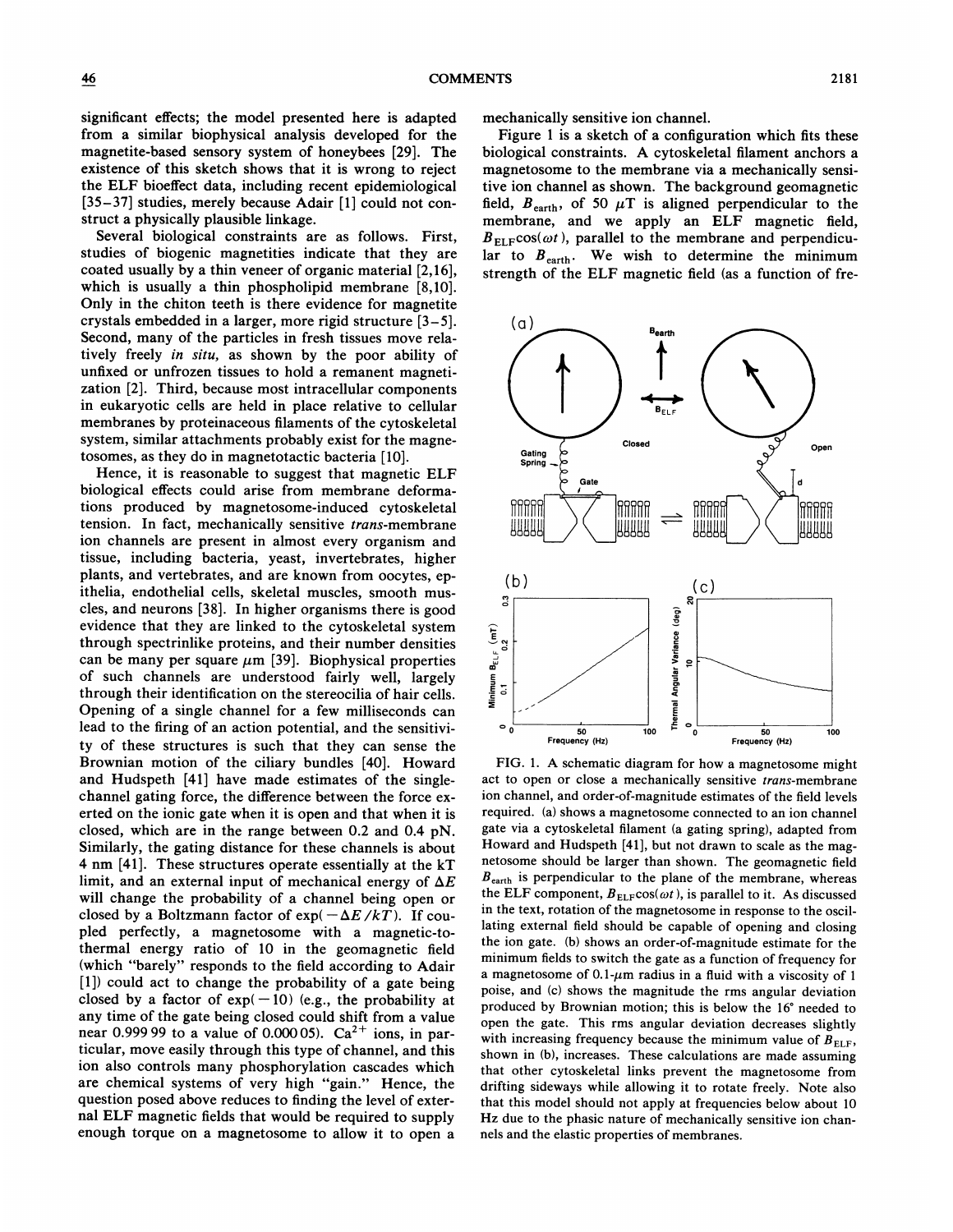significant effects; the model presented here is adapted from a similar biophysical analysis developed for the magnetite-based sensory system of honeybees [29]. The existence of this sketch shows that it is wrong to reject the ELF bioeffect data, including recent epidemiological [35–37] studies, merely because Adair [1] could not construct a physically plausible linkage.

Several biological constraints are as follows. First, studies of biogenic magnetities indicate that they are coated usually by a thin veneer of organic material [2,16], which is usually a thin phospholipid membrane [8,10]. Only in the chiton teeth is there evidence for magnetite crystals embedded in a larger, more rigid structure [3–5]. Second, many of the particles in fresh tissues move relatively freely *in situ*, as shown by the poor ability of unfixed or unfrozen tissues to hold a remanent magnetization [2]. Third, because most intracellular components in eukaryotic cells are held in place relative to cellular membranes by proteinaceous filaments of the cytoskeletal system, similar attachments probably exist for the magnetosomes, as they do in magnetotactic bacteria [10].

Hence, it is reasonable to suggest that magnetic ELF biological effects could arise from membrane deformations produced by magnetosome-induced cytoskeletal tension. In fact, mechanically sensitive *trans*-membrane ion channels are present in almost every organism and tissue, including bacteria, yeast, invertebrates, higher plants, and vertebrates, and are known from oocytes, epithelia, endothelial cells, skeletal muscles, smooth muscles, and neurons [38]. In higher organisms there is good evidence that they are linked to the cytoskeletal system through spectrinlike proteins, and their number densities can be many per square $\mu$m [39]. Biophysical properties of such channels are understood fairly well, largely through their identification on the stereocilia of hair cells. Opening of a single channel for a few milliseconds can lead to the firing of an action potential, and the sensitivity of these structures is such that they can sense the Brownian motion of the ciliary bundles [40]. Howard and Hudspeth [41] have made estimates of the single-channel gating force, the difference between the force exerted on the ionic gate when it is open and that when it is closed, which are in the range between 0.2 and 0.4 pN. Similarly, the gating distance for these channels is about 4 nm [41]. These structures operate essentially at the kT limit, and an external input of mechanical energy of $\Delta E$ will change the probability of a channel being open or closed by a Boltzmann factor of $\exp(-\Delta E/kT)$. If coupled perfectly, a magnetosome with a magnetic-to-thermal energy ratio of 10 in the geomagnetic field (which "barely" responds to the field according to Adair [1]) could act to change the probability of a gate being closed by a factor of $\exp(-10)$ (e.g., the probability at any time of the gate being closed could shift from a value near 0.999 99 to a value of 0.000 05). $Ca^{2+}$ ions, in particular, move easily through this type of channel, and this ion also controls many phosphorylation cascades which are chemical systems of very high "gain." Hence, the question posed above reduces to finding the level of external ELF magnetic fields that would be required to supply enough torque on a magnetosome to allow it to open a mechanically sensitive ion channel.

Figure 1 is a sketch of a configuration which fits these biological constraints. A cytoskeletal filament anchors a magnetosome to the membrane via a mechanically sensitive ion channel as shown. The background geomagnetic field, $B_{\mathrm{earth}}$, of 50 $\mu$T is aligned perpendicular to the membrane, and we apply an ELF magnetic field, $B_{\mathrm{ELF}}\cos(\omega t)$, parallel to the membrane and perpendicular to $B_{\mathrm{earth}}$. We wish to determine the minimum strength of the ELF magnetic field (as a function of fre-

FIG. 1. A schematic diagram for how a magnetosome might act to open or close a mechanically sensitive *trans*-membrane ion channel, and order-of-magnitude estimates of the field levels required. (a) shows a magnetosome connected to an ion channel gate via a cytoskeletal filament (a gating spring), adapted from Howard and Hudspeth [41], but not drawn to scale as the magnetosome should be larger than shown. The geomagnetic field $B_{\mathrm{earth}}$ is perpendicular to the plane of the membrane, whereas the ELF component, $B_{\mathrm{ELF}}\cos(\omega t)$, is parallel to it. As discussed in the text, rotation of the magnetosome in response to the oscillating external field should be capable of opening and closing the ion gate. (b) shows an order-of-magnitude estimate for the minimum fields to switch the gate as a function of frequency for a magnetosome of 0.1-$\mu$m radius in a fluid with a viscosity of 1 poise, and (c) shows the magnitude the rms angular deviation produced by Brownian motion; this is below the 16° needed to open the gate. This rms angular deviation decreases slightly with increasing frequency because the minimum value of $B_{\mathrm{ELF}}$, shown in (b), increases. These calculations are made assuming that other cytoskeletal links prevent the magnetosome from drifting sideways while allowing it to rotate freely. Note also that this model should not apply at frequencies below about 10 Hz due to the phasic nature of mechanically sensitive ion channels and the elastic properties of membranes.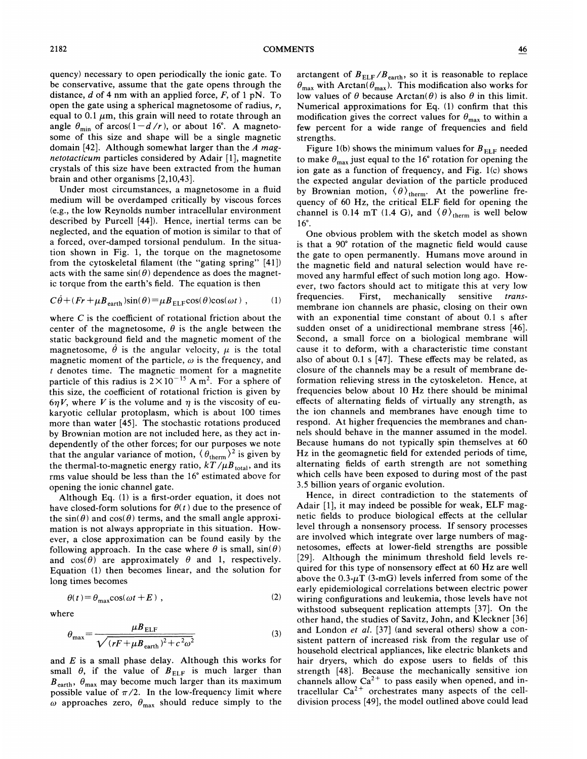quency) necessary to open periodically the ionic gate. To be conservative, assume that the gate opens through the distance, $d$ of 4 nm with an applied force, $F$, of 1 pN. To open the gate using a spherical magnetosome of radius, $r$, equal to 0.1 $\mu$m, this grain will need to rotate through an angle $\theta_{\min}$ of arcos$(1-d/r)$, or about 16°. A magnetosome of this size and shape will be a single magnetic domain [42]. Although somewhat larger than the *A magnetotacticum* particles considered by Adair [1], magnetite crystals of this size have been extracted from the human brain and other organisms [2,10,43].

Under most circumstances, a magnetosome in a fluid medium will be overdamped critically by viscous forces (e.g., the low Reynolds number intracellular environment described by Purcell [44]). Hence, inertial terms can be neglected, and the equation of motion is similar to that of a forced, over-damped torsional pendulum. In the situation shown in Fig. 1, the torque on the magnetosome from the cytoskeletal filament (the "gating spring" [41]) acts with the same $\sin(\theta)$ dependence as does the magnetic torque from the earth's field. The equation is then

$$C\dot{\theta}+(Fr+\mu B_{\text{earth}})\sin(\theta)=\mu B_{\text{ELF}}\cos(\theta)\cos(\omega t)\ , \qquad (1)$$

where $C$ is the coefficient of rotational friction about the center of the magnetosome, $\theta$ is the angle between the static background field and the magnetic moment of the magnetosome, $\dot{\theta}$ is the angular velocity, $\mu$ is the total magnetic moment of the particle, $\omega$ is the frequency, and $t$ denotes time. The magnetic moment for a magnetite particle of this radius is $2\times10^{-15}$ A m$^2$. For a sphere of this size, the coefficient of rotational friction is given by $6\eta V$, where $V$ is the volume and $\eta$ is the viscosity of eukaryotic cellular protoplasm, which is about 100 times more than water [45]. The stochastic rotations produced by Brownian motion are not included here, as they act independently of the other forces; for our purposes we note that the angular variance of motion, $\langle\theta_{\text{therm}}\rangle^2$ is given by the thermal-to-magnetic energy ratio, $kT/\mu B_{\text{total}}$, and its rms value should be less than the 16° estimated above for opening the ionic channel gate.

Although Eq. (1) is a first-order equation, it does not have closed-form solutions for $\theta(t)$ due to the presence of the $\sin(\theta)$ and $\cos(\theta)$ terms, and the small angle approximation is not always appropriate in this situation. However, a close approximation can be found easily by the following approach. In the case where $\theta$ is small, $\sin(\theta)$ and $\cos(\theta)$ are approximately $\theta$ and 1, respectively. Equation (1) then becomes linear, and the solution for long times becomes

$$\theta(t)=\theta_{\max}\cos(\omega t+E)\ , \qquad (2)$$

where

$$\theta_{\max}=\frac{\mu B_{\text{ELF}}}{\sqrt{(rF+\mu B_{\text{earth}})^2+c^2\omega^2}} \qquad (3)$$

and $E$ is a small phase delay. Although this works for small $\theta$, if the value of $B_{\text{ELF}}$ is much larger than $B_{\text{earth}}$, $\theta_{\max}$ may become much larger than its maximum possible value of $\pi/2$. In the low-frequency limit where $\omega$ approaches zero, $\theta_{\max}$ should reduce simply to the arctangent of $B_{\text{ELF}}/B_{\text{earth}}$, so it is reasonable to replace $\theta_{\max}$ with Arctan$(\theta_{\max})$. This modification also works for low values of $\theta$ because Arctan$(\theta)$ is also $\theta$ in this limit. Numerical approximations for Eq. (1) confirm that this modification gives the correct values for $\theta_{\max}$ to within a few percent for a wide range of frequencies and field strengths.

Figure 1(b) shows the minimum values for $B_{\text{ELF}}$ needed to make $\theta_{\max}$ just equal to the 16° rotation for opening the ion gate as a function of frequency, and Fig. 1(c) shows the expected angular deviation of the particle produced by Brownian motion, $\langle\theta\rangle_{\text{therm}}$. At the powerline frequency of 60 Hz, the critical ELF field for opening the channel is 0.14 mT (1.4 G), and $\langle\theta\rangle_{\text{therm}}$ is well below 16°.

One obvious problem with the sketch model as shown is that a 90° rotation of the magnetic field would cause the gate to open permanently. Humans move around in the magnetic field and natural selection would have removed any harmful effect of such motion long ago. However, two factors should act to mitigate this at very low frequencies. First, mechanically sensitive *trans*-membrane ion channels are phasic, closing on their own with an exponential time constant of about 0.1 s after sudden onset of a unidirectional membrane stress [46]. Second, a small force on a biological membrane will cause it to deform, with a characteristic time constant also of about 0.1 s [47]. These effects may be related, as closure of the channels may be a result of membrane deformation relieving stress in the cytoskeleton. Hence, at frequencies below about 10 Hz there should be minimal effects of alternating fields of virtually any strength, as the ion channels and membranes have enough time to respond. At higher frequencies the membranes and channels should behave in the manner assumed in the model. Because humans do not typically spin themselves at 60 Hz in the geomagnetic field for extended periods of time, alternating fields of earth strength are not something which cells have been exposed to during most of the past 3.5 billion years of organic evolution.

Hence, in direct contradiction to the statements of Adair [1], it may indeed be possible for weak, ELF magnetic fields to produce biological effects at the cellular level through a nonsensory process. If sensory processes are involved which integrate over large numbers of magnetosomes, effects at lower-field strengths are possible [29]. Although the minimum threshold field levels required for this type of nonsensory effect at 60 Hz are well above the 0.3-$\mu$T (3-mG) levels inferred from some of the early epidemiological correlations between electric power wiring configurations and leukemia, those levels have not withstood subsequent replication attempts [37]. On the other hand, the studies of Savitz, John, and Kleckner [36] and London *et al.* [37] (and several others) show a consistent pattern of increased risk from the regular use of household electrical appliances, like electric blankets and hair dryers, which do expose users to fields of this strength [48]. Because the mechanically sensitive ion channels allow $Ca^{2+}$ to pass easily when opened, and intracellular $Ca^{2+}$ orchestrates many aspects of the cell-division process [49], the model outlined above could lead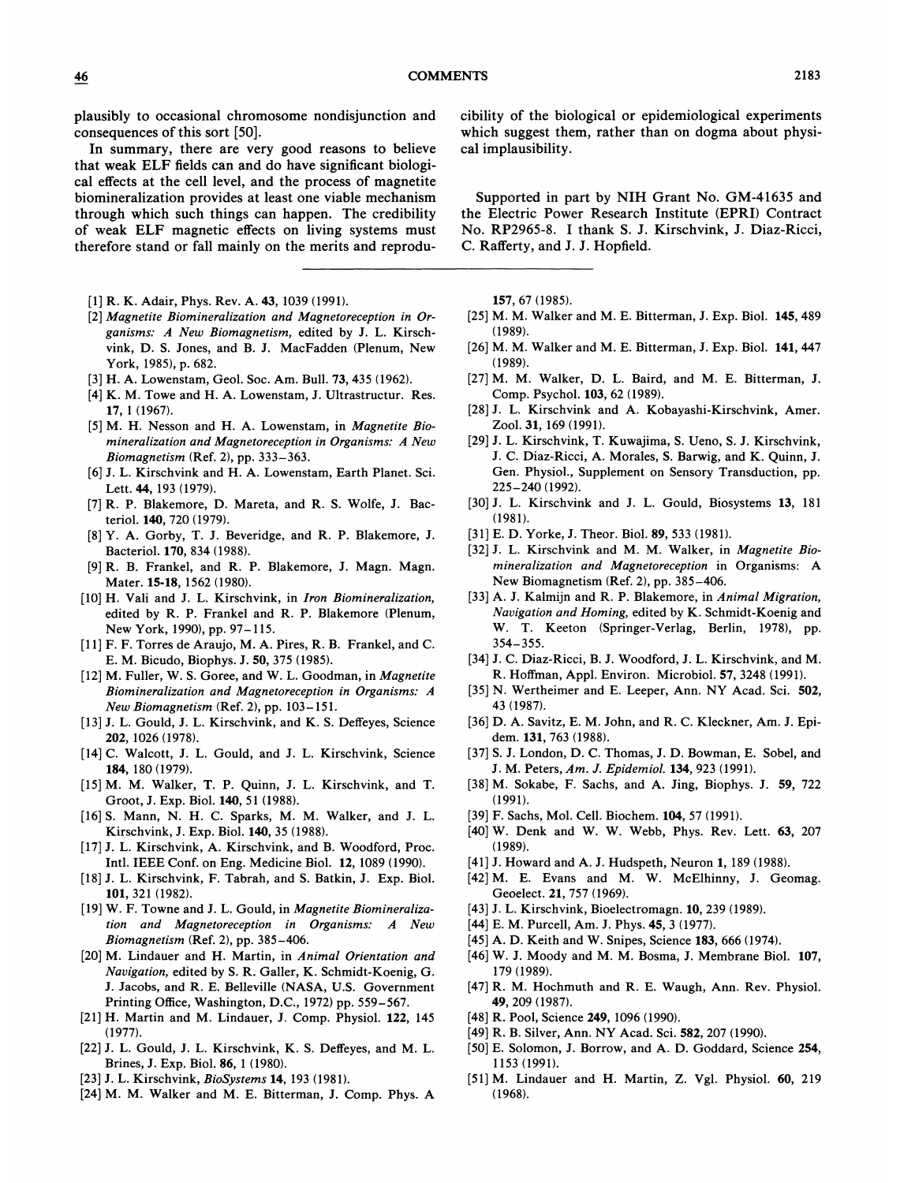plausibly to occasional chromosome nondisjunction and consequences of this sort [50].

In summary, there are very good reasons to believe that weak ELF fields can and do have significant biological effects at the cell level, and the process of magnetite biomineralization provides at least one viable mechanism through which such things can happen. The credibility of weak ELF magnetic effects on living systems must therefore stand or fall mainly on the merits and reproducibility of the biological or epidemiological experiments which suggest them, rather than on dogma about physical implausibility.

Supported in part by NIH Grant No. GM-41635 and the Electric Power Research Institute (EPRI) Contract No. RP2965-8. I thank S. J. Kirschvink, J. Diaz-Ricci, C. Rafferty, and J. J. Hopfield.

---

[1] R. K. Adair, Phys. Rev. A. **43**, 1039 (1991).

[2] *Magnetite Biomineralization and Magnetoreception in Organisms: A New Biomagnetism*, edited by J. L. Kirschvink, D. S. Jones, and B. J. MacFadden (Plenum, New York, 1985), p. 682.

[3] H. A. Lowenstam, Geol. Soc. Am. Bull. **73**, 435 (1962).

[4] K. M. Towe and H. A. Lowenstam, J. Ultrastructur. Res. **17**, 1 (1967).

[5] M. H. Nesson and H. A. Lowenstam, in *Magnetite Biomineralization and Magnetoreception in Organisms: A New Biomagnetism* (Ref. 2), pp. 333–363.

[6] J. L. Kirschvink and H. A. Lowenstam, Earth Planet. Sci. Lett. **44**, 193 (1979).

[7] R. P. Blakemore, D. Mareta, and R. S. Wolfe, J. Bacteriol. **140**, 720 (1979).

[8] Y. A. Gorby, T. J. Beveridge, and R. P. Blakemore, J. Bacteriol. **170**, 834 (1988).

[9] R. B. Frankel, and R. P. Blakemore, J. Magn. Magn. Mater. **15-18**, 1562 (1980).

[10] H. Vali and J. L. Kirschvink, in *Iron Biomineralization*, edited by R. P. Frankel and R. P. Blakemore (Plenum, New York, 1990), pp. 97–115.

[11] F. F. Torres de Araujo, M. A. Pires, R. B. Frankel, and C. E. M. Bicudo, Biophys. J. **50**, 375 (1985).

[12] M. Fuller, W. S. Goree, and W. L. Goodman, in *Magnetite Biomineralization and Magnetoreception in Organisms: A New Biomagnetism* (Ref. 2), pp. 103–151.

[13] J. L. Gould, J. L. Kirschvink, and K. S. Deffeyes, Science **202**, 1026 (1978).

[14] C. Walcott, J. L. Gould, and J. L. Kirschvink, Science **184**, 180 (1979).

[15] M. M. Walker, T. P. Quinn, J. L. Kirschvink, and T. Groot, J. Exp. Biol. **140**, 51 (1988).

[16] S. Mann, N. H. C. Sparks, M. M. Walker, and J. L. Kirschvink, J. Exp. Biol. **140**, 35 (1988).

[17] J. L. Kirschvink, A. Kirschvink, and B. Woodford, Proc. Intl. IEEE Conf. on Eng. Medicine Biol. **12**, 1089 (1990).

[18] J. L. Kirschvink, F. Tabrah, and S. Batkin, J. Exp. Biol. **101**, 321 (1982).

[19] W. F. Towne and J. L. Gould, in *Magnetite Biomineralization and Magnetoreception in Organisms: A New Biomagnetism* (Ref. 2), pp. 385–406.

[20] M. Lindauer and H. Martin, in *Animal Orientation and Navigation*, edited by S. R. Galler, K. Schmidt-Koenig, G. J. Jacobs, and R. E. Belleville (NASA, U.S. Government Printing Office, Washington, D.C., 1972) pp. 559–567.

[21] H. Martin and M. Lindauer, J. Comp. Physiol. **122**, 145 (1977).

[22] J. L. Gould, J. L. Kirschvink, K. S. Deffeyes, and M. L. Brines, J. Exp. Biol. **86**, 1 (1980).

[23] J. L. Kirschvink, *BioSystems* **14**, 193 (1981).

[24] M. M. Walker and M. E. Bitterman, J. Comp. Phys. A **157**, 67 (1985).

[25] M. M. Walker and M. E. Bitterman, J. Exp. Biol. **145**, 489 (1989).

[26] M. M. Walker and M. E. Bitterman, J. Exp. Biol. **141**, 447 (1989).

[27] M. M. Walker, D. L. Baird, and M. E. Bitterman, J. Comp. Psychol. **103**, 62 (1989).

[28] J. L. Kirschvink and A. Kobayashi-Kirschvink, Amer. Zool. **31**, 169 (1991).

[29] J. L. Kirschvink, T. Kuwajima, S. Ueno, S. J. Kirschvink, J. C. Diaz-Ricci, A. Morales, S. Barwig, and K. Quinn, J. Gen. Physiol., Supplement on Sensory Transduction, pp. 225–240 (1992).

[30] J. L. Kirschvink and J. L. Gould, Biosystems **13**, 181 (1981).

[31] E. D. Yorke, J. Theor. Biol. **89**, 533 (1981).

[32] J. L. Kirschvink and M. M. Walker, in *Magnetite Biomineralization and Magnetoreception* in Organisms: A New Biomagnetism (Ref. 2), pp. 385–406.

[33] A. J. Kalmijn and R. P. Blakemore, in *Animal Migration, Navigation and Homing*, edited by K. Schmidt-Koenig and W. T. Keeton (Springer-Verlag, Berlin, 1978), pp. 354–355.

[34] J. C. Diaz-Ricci, B. J. Woodford, J. L. Kirschvink, and M. R. Hoffman, Appl. Environ. Microbiol. **57**, 3248 (1991).

[35] N. Wertheimer and E. Leeper, Ann. NY Acad. Sci. **502**, 43 (1987).

[36] D. A. Savitz, E. M. John, and R. C. Kleckner, Am. J. Epidem. **131**, 763 (1988).

[37] S. J. London, D. C. Thomas, J. D. Bowman, E. Sobel, and J. M. Peters, *Am. J. Epidemiol.* **134**, 923 (1991).

[38] M. Sokabe, F. Sachs, and A. Jing, Biophys. J. **59**, 722 (1991).

[39] F. Sachs, Mol. Cell. Biochem. **104**, 57 (1991).

[40] W. Denk and W. W. Webb, Phys. Rev. Lett. **63**, 207 (1989).

[41] J. Howard and A. J. Hudspeth, Neuron **1**, 189 (1988).

[42] M. E. Evans and M. W. McElhinny, J. Geomag. Geoelect. **21**, 757 (1969).

[43] J. L. Kirschvink, Bioelectromagn. **10**, 239 (1989).

[44] E. M. Purcell, Am. J. Phys. **45**, 3 (1977).

[45] A. D. Keith and W. Snipes, Science **183**, 666 (1974).

[46] W. J. Moody and M. M. Bosma, J. Membrane Biol. **107**, 179 (1989).

[47] R. M. Hochmuth and R. E. Waugh, Ann. Rev. Physiol. **49**, 209 (1987).

[48] R. Pool, Science **249**, 1096 (1990).

[49] R. B. Silver, Ann. NY Acad. Sci. **582**, 207 (1990).

[50] E. Solomon, J. Borrow, and A. D. Goddard, Science **254**, 1153 (1991).

[51] M. Lindauer and H. Martin, Z. Vgl. Physiol. **60**, 219 (1968).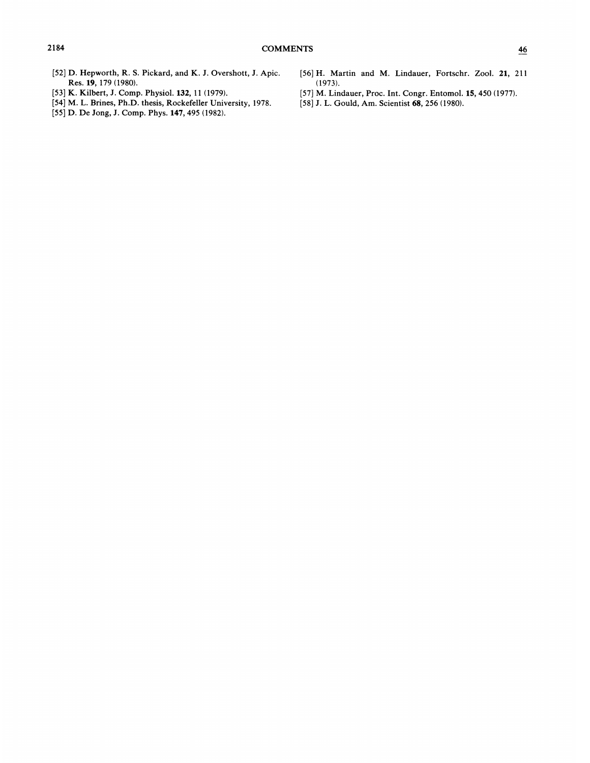[52] D. Hepworth, R. S. Pickard, and K. J. Overshott, J. Apic. Res. **19**, 179 (1980).

[53] K. Kilbert, J. Comp. Physiol. **132**, 11 (1979).

[54] M. L. Brines, Ph.D. thesis, Rockefeller University, 1978.

[55] D. De Jong, J. Comp. Phys. **147**, 495 (1982).

[56] H. Martin and M. Lindauer, Fortschr. Zool. **21**, 211 (1973).

[57] M. Lindauer, Proc. Int. Congr. Entomol. **15**, 450 (1977).

[58] J. L. Gould, Am. Scientist **68**, 256 (1980).